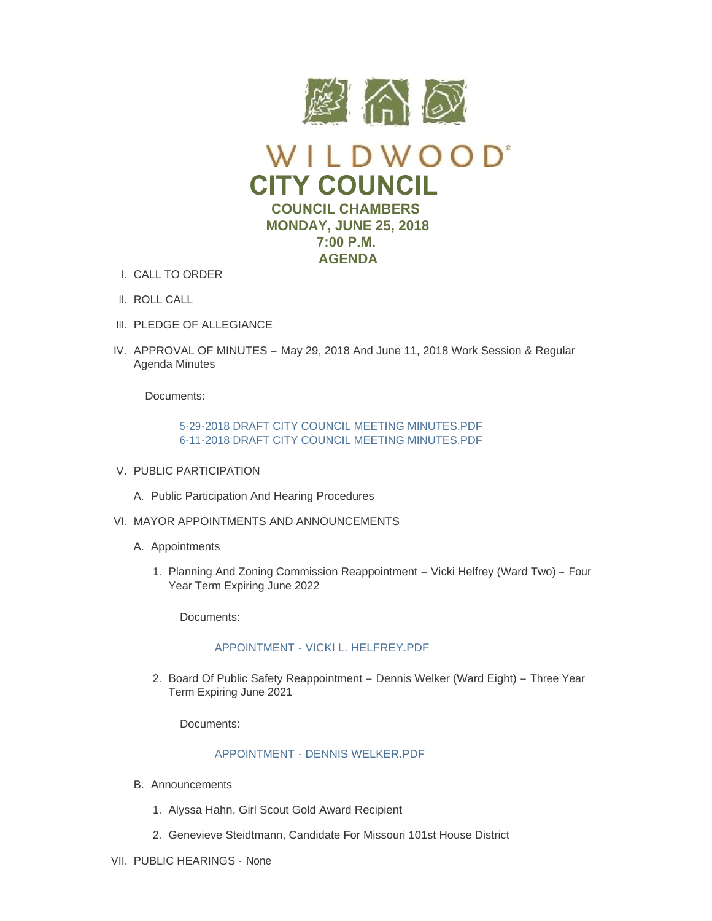# WILDWOOD

# CITY COUNCIL

## COUNCIL CHAMBERS
## MONDAY, JUNE 25, 2018
## 7:00 P.M.
## AGENDA

I. CALL TO ORDER

II. ROLL CALL

III. PLEDGE OF ALLEGIANCE

IV. APPROVAL OF MINUTES – May 29, 2018 And June 11, 2018 Work Session & Regular Agenda Minutes

   Documents:

   5-29-2018 DRAFT CITY COUNCIL MEETING MINUTES.PDF
   6-11-2018 DRAFT CITY COUNCIL MEETING MINUTES.PDF

V. PUBLIC PARTICIPATION

   A. Public Participation And Hearing Procedures

VI. MAYOR APPOINTMENTS AND ANNOUNCEMENTS

   A. Appointments

      1. Planning And Zoning Commission Reappointment – Vicki Helfrey (Ward Two) – Four Year Term Expiring June 2022

         Documents:

         APPOINTMENT - VICKI L. HELFREY.PDF

      2. Board Of Public Safety Reappointment – Dennis Welker (Ward Eight) – Three Year Term Expiring June 2021

         Documents:

         APPOINTMENT - DENNIS WELKER.PDF

   B. Announcements

      1. Alyssa Hahn, Girl Scout Gold Award Recipient

      2. Genevieve Steidtmann, Candidate For Missouri 101st House District

VII. PUBLIC HEARINGS - None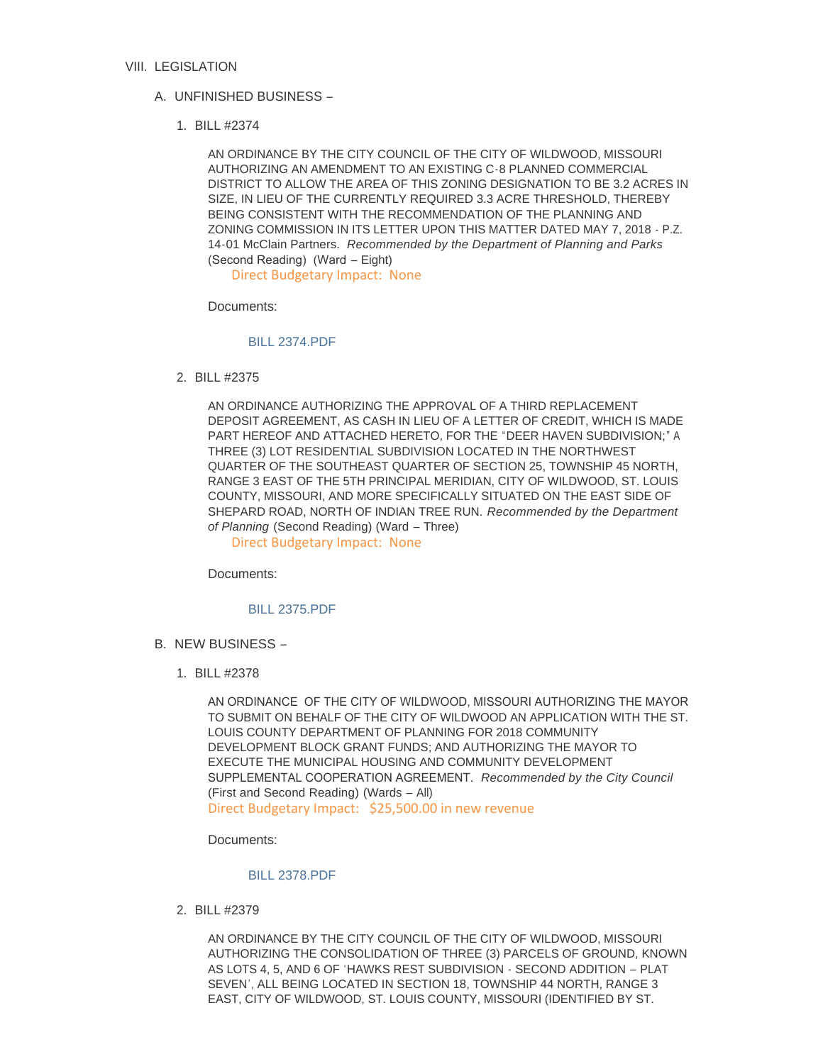VIII. LEGISLATION

A. UNFINISHED BUSINESS –

1. BILL #2374

AN ORDINANCE BY THE CITY COUNCIL OF THE CITY OF WILDWOOD, MISSOURI AUTHORIZING AN AMENDMENT TO AN EXISTING C-8 PLANNED COMMERCIAL DISTRICT TO ALLOW THE AREA OF THIS ZONING DESIGNATION TO BE 3.2 ACRES IN SIZE, IN LIEU OF THE CURRENTLY REQUIRED 3.3 ACRE THRESHOLD, THEREBY BEING CONSISTENT WITH THE RECOMMENDATION OF THE PLANNING AND ZONING COMMISSION IN ITS LETTER UPON THIS MATTER DATED MAY 7, 2018 - P.Z. 14-01 McClain Partners. *Recommended by the Department of Planning and Parks* (Second Reading) (Ward – Eight)

Direct Budgetary Impact: None

Documents:

BILL 2374.PDF

2. BILL #2375

AN ORDINANCE AUTHORIZING THE APPROVAL OF A THIRD REPLACEMENT DEPOSIT AGREEMENT, AS CASH IN LIEU OF A LETTER OF CREDIT, WHICH IS MADE PART HEREOF AND ATTACHED HERETO, FOR THE "DEER HAVEN SUBDIVISION;" A THREE (3) LOT RESIDENTIAL SUBDIVISION LOCATED IN THE NORTHWEST QUARTER OF THE SOUTHEAST QUARTER OF SECTION 25, TOWNSHIP 45 NORTH, RANGE 3 EAST OF THE 5TH PRINCIPAL MERIDIAN, CITY OF WILDWOOD, ST. LOUIS COUNTY, MISSOURI, AND MORE SPECIFICALLY SITUATED ON THE EAST SIDE OF SHEPARD ROAD, NORTH OF INDIAN TREE RUN. *Recommended by the Department of Planning* (Second Reading) (Ward – Three)

Direct Budgetary Impact: None

Documents:

BILL 2375.PDF

B. NEW BUSINESS –

1. BILL #2378

AN ORDINANCE OF THE CITY OF WILDWOOD, MISSOURI AUTHORIZING THE MAYOR TO SUBMIT ON BEHALF OF THE CITY OF WILDWOOD AN APPLICATION WITH THE ST. LOUIS COUNTY DEPARTMENT OF PLANNING FOR 2018 COMMUNITY DEVELOPMENT BLOCK GRANT FUNDS; AND AUTHORIZING THE MAYOR TO EXECUTE THE MUNICIPAL HOUSING AND COMMUNITY DEVELOPMENT SUPPLEMENTAL COOPERATION AGREEMENT. *Recommended by the City Council* (First and Second Reading) (Wards – All)

Direct Budgetary Impact: $25,500.00 in new revenue

Documents:

BILL 2378.PDF

2. BILL #2379

AN ORDINANCE BY THE CITY COUNCIL OF THE CITY OF WILDWOOD, MISSOURI AUTHORIZING THE CONSOLIDATION OF THREE (3) PARCELS OF GROUND, KNOWN AS LOTS 4, 5, AND 6 OF 'HAWKS REST SUBDIVISION - SECOND ADDITION – PLAT SEVEN', ALL BEING LOCATED IN SECTION 18, TOWNSHIP 44 NORTH, RANGE 3 EAST, CITY OF WILDWOOD, ST. LOUIS COUNTY, MISSOURI (IDENTIFIED BY ST.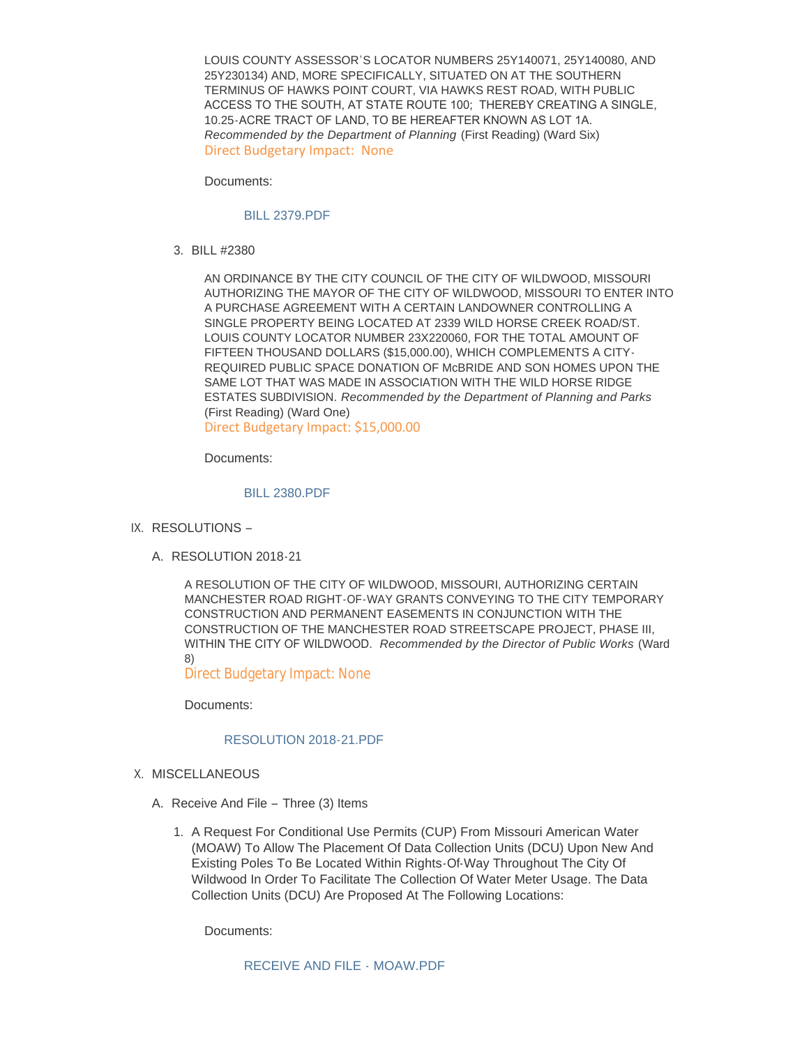LOUIS COUNTY ASSESSOR'S LOCATOR NUMBERS 25Y140071, 25Y140080, AND 25Y230134) AND, MORE SPECIFICALLY, SITUATED ON AT THE SOUTHERN TERMINUS OF HAWKS POINT COURT, VIA HAWKS REST ROAD, WITH PUBLIC ACCESS TO THE SOUTH, AT STATE ROUTE 100; THEREBY CREATING A SINGLE, 10.25-ACRE TRACT OF LAND, TO BE HEREAFTER KNOWN AS LOT 1A. *Recommended by the Department of Planning* (First Reading) (Ward Six)
Direct Budgetary Impact: None

Documents:

BILL 2379.PDF

3. BILL #2380

AN ORDINANCE BY THE CITY COUNCIL OF THE CITY OF WILDWOOD, MISSOURI AUTHORIZING THE MAYOR OF THE CITY OF WILDWOOD, MISSOURI TO ENTER INTO A PURCHASE AGREEMENT WITH A CERTAIN LANDOWNER CONTROLLING A SINGLE PROPERTY BEING LOCATED AT 2339 WILD HORSE CREEK ROAD/ST. LOUIS COUNTY LOCATOR NUMBER 23X220060, FOR THE TOTAL AMOUNT OF FIFTEEN THOUSAND DOLLARS ($15,000.00), WHICH COMPLEMENTS A CITY-REQUIRED PUBLIC SPACE DONATION OF McBRIDE AND SON HOMES UPON THE SAME LOT THAT WAS MADE IN ASSOCIATION WITH THE WILD HORSE RIDGE ESTATES SUBDIVISION. *Recommended by the Department of Planning and Parks* (First Reading) (Ward One)
Direct Budgetary Impact: $15,000.00

Documents:

BILL 2380.PDF

IX. RESOLUTIONS –

A. RESOLUTION 2018-21

A RESOLUTION OF THE CITY OF WILDWOOD, MISSOURI, AUTHORIZING CERTAIN MANCHESTER ROAD RIGHT-OF-WAY GRANTS CONVEYING TO THE CITY TEMPORARY CONSTRUCTION AND PERMANENT EASEMENTS IN CONJUNCTION WITH THE CONSTRUCTION OF THE MANCHESTER ROAD STREETSCAPE PROJECT, PHASE III, WITHIN THE CITY OF WILDWOOD. *Recommended by the Director of Public Works* (Ward 8)
Direct Budgetary Impact: None

Documents:

RESOLUTION 2018-21.PDF

X. MISCELLANEOUS

A. Receive And File – Three (3) Items

1. A Request For Conditional Use Permits (CUP) From Missouri American Water (MOAW) To Allow The Placement Of Data Collection Units (DCU) Upon New And Existing Poles To Be Located Within Rights-Of-Way Throughout The City Of Wildwood In Order To Facilitate The Collection Of Water Meter Usage. The Data Collection Units (DCU) Are Proposed At The Following Locations:

Documents:

RECEIVE AND FILE - MOAW.PDF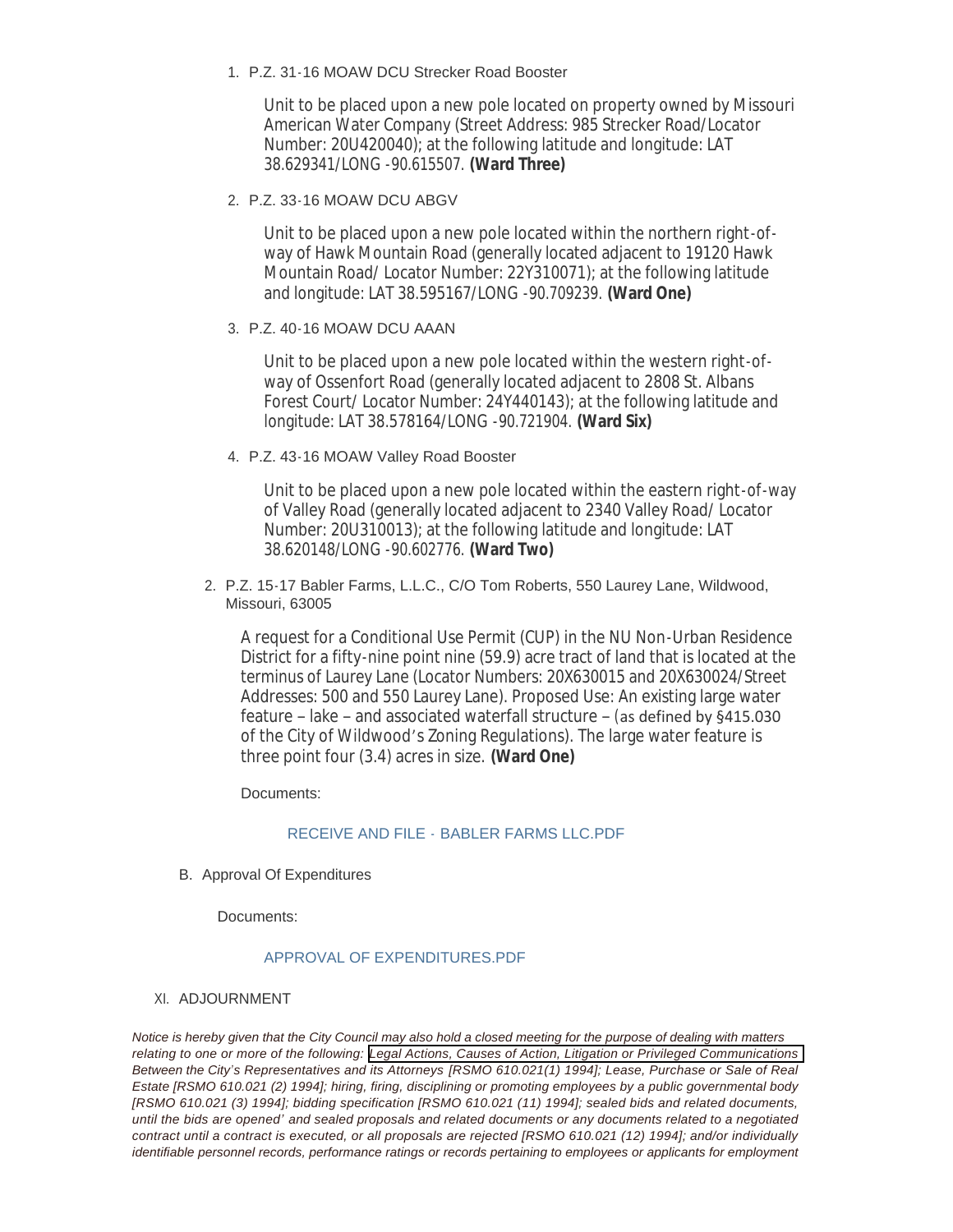1. P.Z. 31-16 MOAW DCU Strecker Road Booster

   Unit to be placed upon a new pole located on property owned by Missouri American Water Company (Street Address: 985 Strecker Road/Locator Number: 20U420040); at the following latitude and longitude: LAT 38.629341/LONG -90.615507. **(Ward Three)**

2. P.Z. 33-16 MOAW DCU ABGV

   Unit to be placed upon a new pole located within the northern right-of-way of Hawk Mountain Road (generally located adjacent to 19120 Hawk Mountain Road/ Locator Number: 22Y310071); at the following latitude and longitude: LAT 38.595167/LONG -90.709239. **(Ward One)**

3. P.Z. 40-16 MOAW DCU AAAN

   Unit to be placed upon a new pole located within the western right-of-way of Ossenfort Road (generally located adjacent to 2808 St. Albans Forest Court/ Locator Number: 24Y440143); at the following latitude and longitude: LAT 38.578164/LONG -90.721904. **(Ward Six)**

4. P.Z. 43-16 MOAW Valley Road Booster

   Unit to be placed upon a new pole located within the eastern right-of-way of Valley Road (generally located adjacent to 2340 Valley Road/ Locator Number: 20U310013); at the following latitude and longitude: LAT 38.620148/LONG -90.602776. **(Ward Two)**

2. P.Z. 15-17 Babler Farms, L.L.C., C/O Tom Roberts, 550 Laurey Lane, Wildwood, Missouri, 63005

   A request for a Conditional Use Permit (CUP) in the NU Non-Urban Residence District for a fifty-nine point nine (59.9) acre tract of land that is located at the terminus of Laurey Lane (Locator Numbers: 20X630015 and 20X630024/Street Addresses: 500 and 550 Laurey Lane). Proposed Use: An existing large water feature – lake – and associated waterfall structure – (as defined by §415.030 of the City of Wildwood's Zoning Regulations). The large water feature is three point four (3.4) acres in size. **(Ward One)**

   Documents:

   RECEIVE AND FILE - BABLER FARMS LLC.PDF

B. Approval Of Expenditures

   Documents:

   APPROVAL OF EXPENDITURES.PDF

XI. ADJOURNMENT

*Notice is hereby given that the City Council may also hold a closed meeting for the purpose of dealing with matters relating to one or more of the following: Legal Actions, Causes of Action, Litigation or Privileged Communications Between the City's Representatives and its Attorneys [RSMO 610.021(1) 1994]; Lease, Purchase or Sale of Real Estate [RSMO 610.021 (2) 1994]; hiring, firing, disciplining or promoting employees by a public governmental body [RSMO 610.021 (3) 1994]; bidding specification [RSMO 610.021 (11) 1994]; sealed bids and related documents, until the bids are opened' and sealed proposals and related documents or any documents related to a negotiated contract until a contract is executed, or all proposals are rejected [RSMO 610.021 (12) 1994]; and/or individually identifiable personnel records, performance ratings or records pertaining to employees or applicants for employment*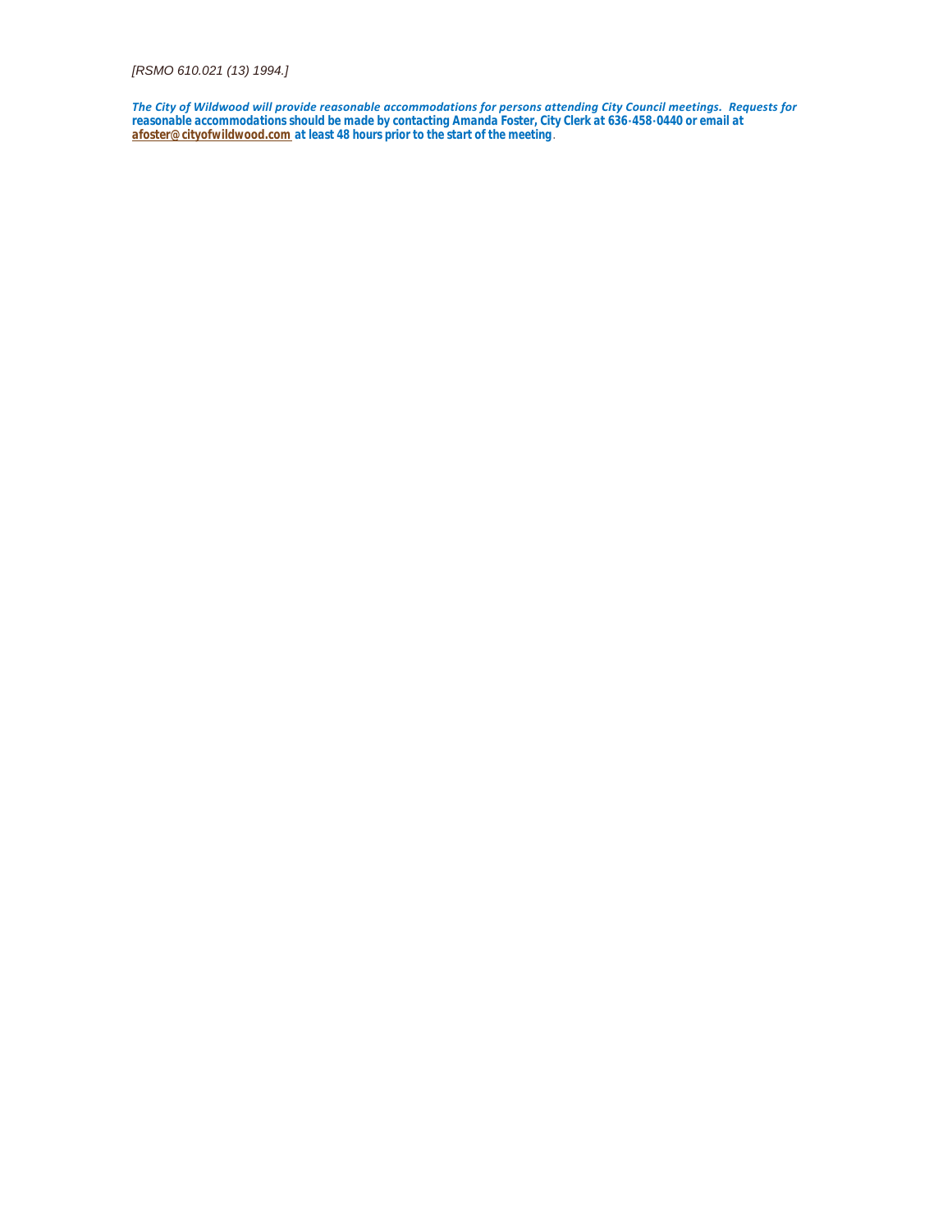*[RSMO 610.021 (13) 1994.]*

***The City of Wildwood will provide reasonable accommodations for persons attending City Council meetings. Requests for*** **reasonable accommodations should be made by contacting Amanda Foster, City Clerk at 636-458-0440 or email at [afoster@cityofwildwood.com](mailto:afoster@cityofwildwood.com) at least 48 hours prior to the start of the meeting**.